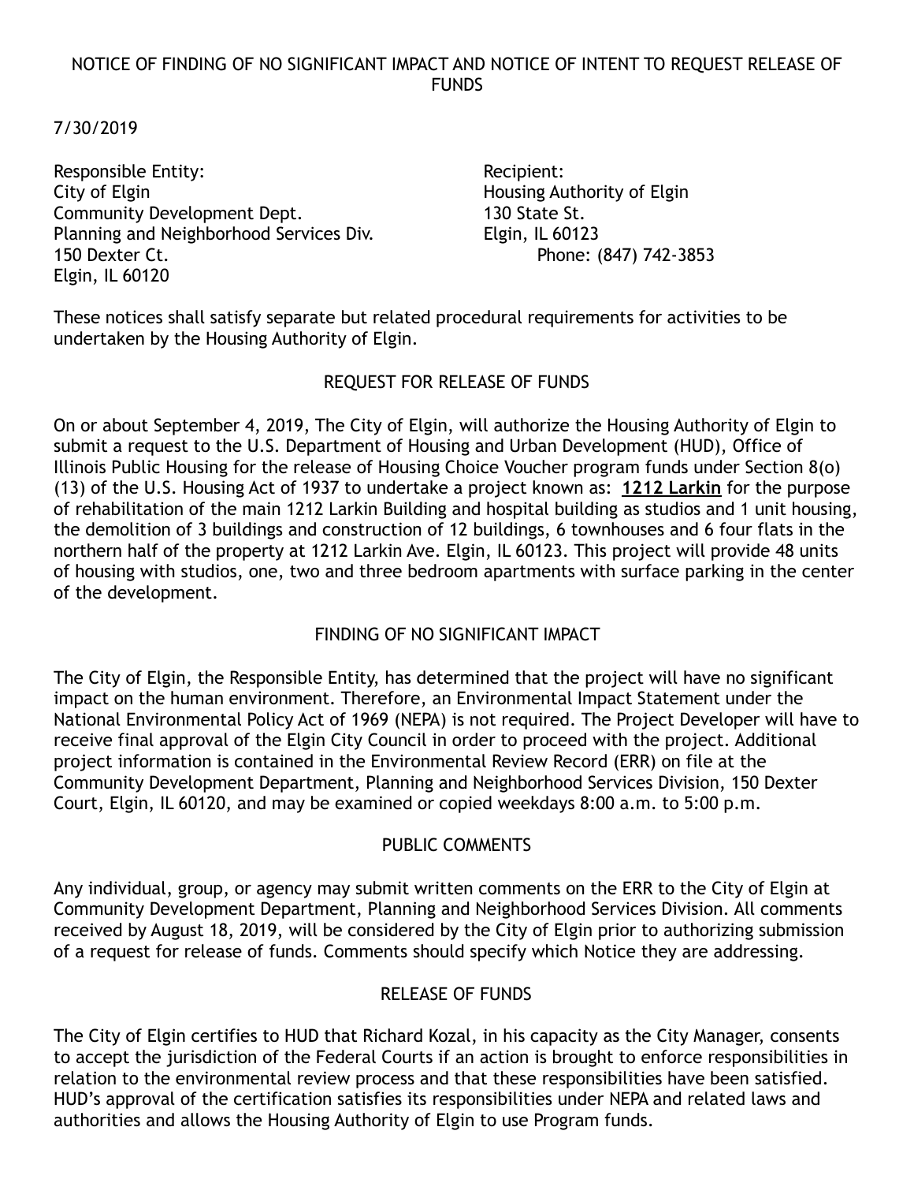# NOTICE OF FINDING OF NO SIGNIFICANT IMPACT AND NOTICE OF INTENT TO REQUEST RELEASE OF FUNDS

7/30/2019

Responsible Entity:
City of Elgin
Community Development Dept.
Planning and Neighborhood Services Div.
150 Dexter Ct.
Elgin, IL 60120

Recipient:
Housing Authority of Elgin
130 State St.
Elgin, IL 60123
Phone: (847) 742-3853

These notices shall satisfy separate but related procedural requirements for activities to be undertaken by the Housing Authority of Elgin.

## REQUEST FOR RELEASE OF FUNDS

On or about September 4, 2019, The City of Elgin, will authorize the Housing Authority of Elgin to submit a request to the U.S. Department of Housing and Urban Development (HUD), Office of Illinois Public Housing for the release of Housing Choice Voucher program funds under Section 8(o)(13) of the U.S. Housing Act of 1937 to undertake a project known as: **1212 Larkin** for the purpose of rehabilitation of the main 1212 Larkin Building and hospital building as studios and 1 unit housing, the demolition of 3 buildings and construction of 12 buildings, 6 townhouses and 6 four flats in the northern half of the property at 1212 Larkin Ave. Elgin, IL 60123. This project will provide 48 units of housing with studios, one, two and three bedroom apartments with surface parking in the center of the development.

## FINDING OF NO SIGNIFICANT IMPACT

The City of Elgin, the Responsible Entity, has determined that the project will have no significant impact on the human environment. Therefore, an Environmental Impact Statement under the National Environmental Policy Act of 1969 (NEPA) is not required. The Project Developer will have to receive final approval of the Elgin City Council in order to proceed with the project. Additional project information is contained in the Environmental Review Record (ERR) on file at the Community Development Department, Planning and Neighborhood Services Division, 150 Dexter Court, Elgin, IL 60120, and may be examined or copied weekdays 8:00 a.m. to 5:00 p.m.

## PUBLIC COMMENTS

Any individual, group, or agency may submit written comments on the ERR to the City of Elgin at Community Development Department, Planning and Neighborhood Services Division. All comments received by August 18, 2019, will be considered by the City of Elgin prior to authorizing submission of a request for release of funds. Comments should specify which Notice they are addressing.

## RELEASE OF FUNDS

The City of Elgin certifies to HUD that Richard Kozal, in his capacity as the City Manager, consents to accept the jurisdiction of the Federal Courts if an action is brought to enforce responsibilities in relation to the environmental review process and that these responsibilities have been satisfied. HUD's approval of the certification satisfies its responsibilities under NEPA and related laws and authorities and allows the Housing Authority of Elgin to use Program funds.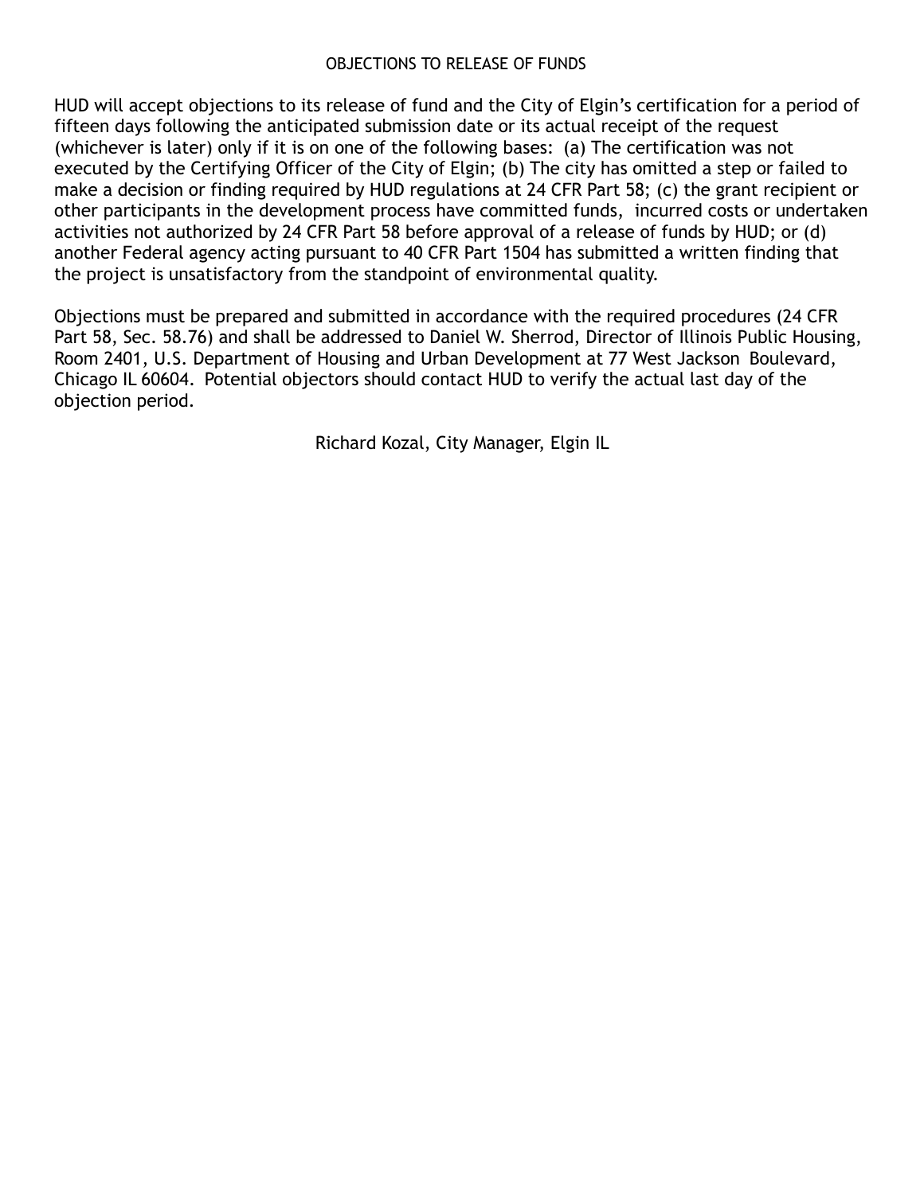OBJECTIONS TO RELEASE OF FUNDS

HUD will accept objections to its release of fund and the City of Elgin's certification for a period of fifteen days following the anticipated submission date or its actual receipt of the request (whichever is later) only if it is on one of the following bases: (a) The certification was not executed by the Certifying Officer of the City of Elgin; (b) The city has omitted a step or failed to make a decision or finding required by HUD regulations at 24 CFR Part 58; (c) the grant recipient or other participants in the development process have committed funds, incurred costs or undertaken activities not authorized by 24 CFR Part 58 before approval of a release of funds by HUD; or (d) another Federal agency acting pursuant to 40 CFR Part 1504 has submitted a written finding that the project is unsatisfactory from the standpoint of environmental quality.

Objections must be prepared and submitted in accordance with the required procedures (24 CFR Part 58, Sec. 58.76) and shall be addressed to Daniel W. Sherrod, Director of Illinois Public Housing, Room 2401, U.S. Department of Housing and Urban Development at 77 West Jackson Boulevard, Chicago IL 60604. Potential objectors should contact HUD to verify the actual last day of the objection period.

Richard Kozal, City Manager, Elgin IL